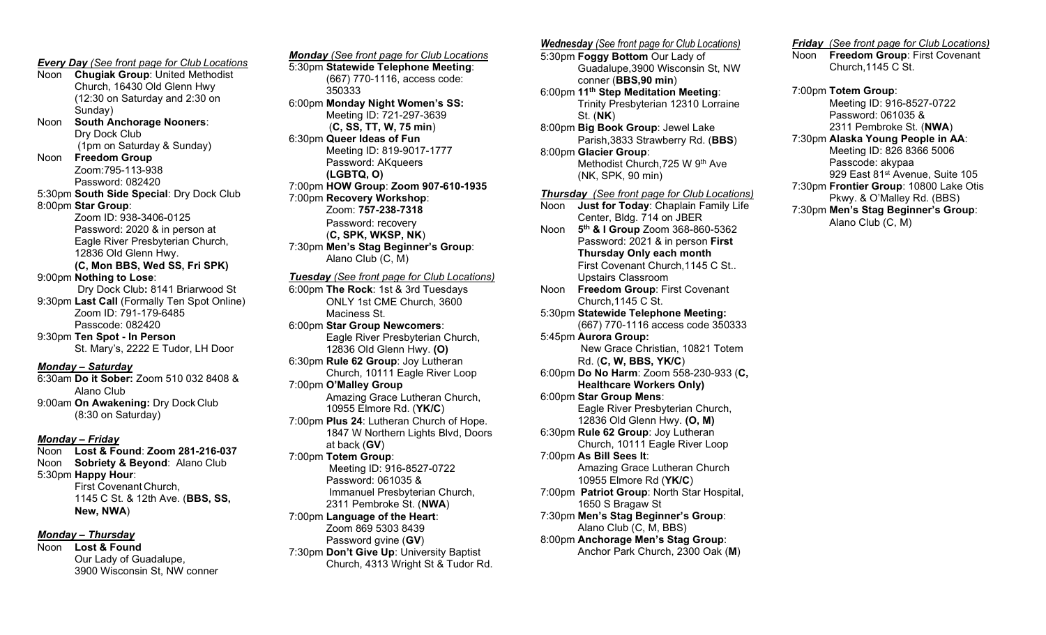***Every Day** (See front page for Club Locations*

Noon **Chugiak Group**: United Methodist Church, 16430 Old Glenn Hwy (12:30 on Saturday and 2:30 on Sunday)

Noon **South Anchorage Nooners**: Dry Dock Club (1pm on Saturday & Sunday)

Noon **Freedom Group** Zoom:795-113-938 Password: 082420

5:30pm **South Side Special**: Dry Dock Club

8:00pm **Star Group**: Zoom ID: 938-3406-0125 Password: 2020 & in person at Eagle River Presbyterian Church, 12836 Old Glenn Hwy. **(C, Mon BBS, Wed SS, Fri SPK)**

9:00pm **Nothing to Lose**: Dry Dock Club**:** 8141 Briarwood St

9:30pm **Last Call** (Formally Ten Spot Online) Zoom ID: 791-179-6485 Passcode: 082420

9:30pm **Ten Spot - In Person** St. Mary's, 2222 E Tudor, LH Door

***Monday – Saturday***

6:30am **Do it Sober:** Zoom 510 032 8408 & Alano Club

9:00am **On Awakening:** Dry Dock Club (8:30 on Saturday)

***Monday – Friday***

Noon **Lost & Found**: **Zoom 281-216-037**

Noon **Sobriety & Beyond**: Alano Club

5:30pm **Happy Hour**: First Covenant Church, 1145 C St. & 12th Ave. (**BBS, SS, New, NWA**)

***Monday – Thursday***

Noon **Lost & Found** Our Lady of Guadalupe, 3900 Wisconsin St, NW conner

***Monday** (See front page for Club Locations*

5:30pm **Statewide Telephone Meeting**: (667) 770-1116, access code: 350333

6:00pm **Monday Night Women's SS:** Meeting ID: 721-297-3639 (**C, SS, TT, W, 75 min**)

6:30pm **Queer Ideas of Fun** Meeting ID: 819-9017-1777 Password: AKqueers **(LGBTQ, O)**

7:00pm **HOW Group**: **Zoom 907-610-1935**

7:00pm **Recovery Workshop**: Zoom: **757-238-7318** Password: recovery (**C, SPK, WKSP, NK**)

7:30pm **Men's Stag Beginner's Group**: Alano Club (C, M)

***Tuesday** (See front page for Club Locations)*

6:00pm **The Rock**: 1st & 3rd Tuesdays ONLY 1st CME Church, 3600 Maciness St.

6:00pm **Star Group Newcomers**: Eagle River Presbyterian Church, 12836 Old Glenn Hwy. **(O)**

6:30pm **Rule 62 Group**: Joy Lutheran Church, 10111 Eagle River Loop

7:00pm **O'Malley Group** Amazing Grace Lutheran Church, 10955 Elmore Rd. (**YK/C**)

7:00pm **Plus 24**: Lutheran Church of Hope. 1847 W Northern Lights Blvd, Doors at back (**GV**)

7:00pm **Totem Group**: Meeting ID: 916-8527-0722 Password: 061035 & Immanuel Presbyterian Church, 2311 Pembroke St. (**NWA**)

7:00pm **Language of the Heart**: Zoom 869 5303 8439 Password gvine (**GV**)

7:30pm **Don't Give Up**: University Baptist Church, 4313 Wright St & Tudor Rd.

***Wednesday** (See front page for Club Locations)*

5:30pm **Foggy Bottom** Our Lady of Guadalupe,3900 Wisconsin St, NW conner (**BBS,90 min**)

6:00pm **11th Step Meditation Meeting**: Trinity Presbyterian 12310 Lorraine St. (**NK**)

8:00pm **Big Book Group**: Jewel Lake Parish,3833 Strawberry Rd. (**BBS**)

8:00pm **Glacier Group**: Methodist Church,725 W 9th Ave (NK, SPK, 90 min)

***Thursday** (See front page for Club Locations)*

Noon **Just for Today**: Chaplain Family Life Center, Bldg. 714 on JBER

Noon **5th & I Group** Zoom 368-860-5362 Password: 2021 & in person **First Thursday Only each month** First Covenant Church,1145 C St.. Upstairs Classroom

Noon **Freedom Group**: First Covenant Church,1145 C St.

5:30pm **Statewide Telephone Meeting:** (667) 770-1116 access code 350333

5:45pm **Aurora Group:** New Grace Christian, 10821 Totem Rd. (**C, W, BBS, YK/C**)

6:00pm **Do No Harm**: Zoom 558-230-933 (**C, Healthcare Workers Only)**

6:00pm **Star Group Mens**: Eagle River Presbyterian Church, 12836 Old Glenn Hwy. **(O, M)**

6:30pm **Rule 62 Group**: Joy Lutheran Church, 10111 Eagle River Loop

7:00pm **As Bill Sees It**: Amazing Grace Lutheran Church 10955 Elmore Rd (**YK/C**)

7:00pm **Patriot Group**: North Star Hospital, 1650 S Bragaw St

7:30pm **Men's Stag Beginner's Group**: Alano Club (C, M, BBS)

8:00pm **Anchorage Men's Stag Group**: Anchor Park Church, 2300 Oak (**M**)

***Friday** (See front page for Club Locations)*

Noon **Freedom Group**: First Covenant Church,1145 C St.

7:00pm **Totem Group**: Meeting ID: 916-8527-0722 Password: 061035 & 2311 Pembroke St. (**NWA**)

7:30pm **Alaska Young People in AA**: Meeting ID: 826 8366 5006 Passcode: akypaa 929 East 81st Avenue, Suite 105

7:30pm **Frontier Group**: 10800 Lake Otis Pkwy. & O'Malley Rd. (BBS)

7:30pm **Men's Stag Beginner's Group**: Alano Club (C, M)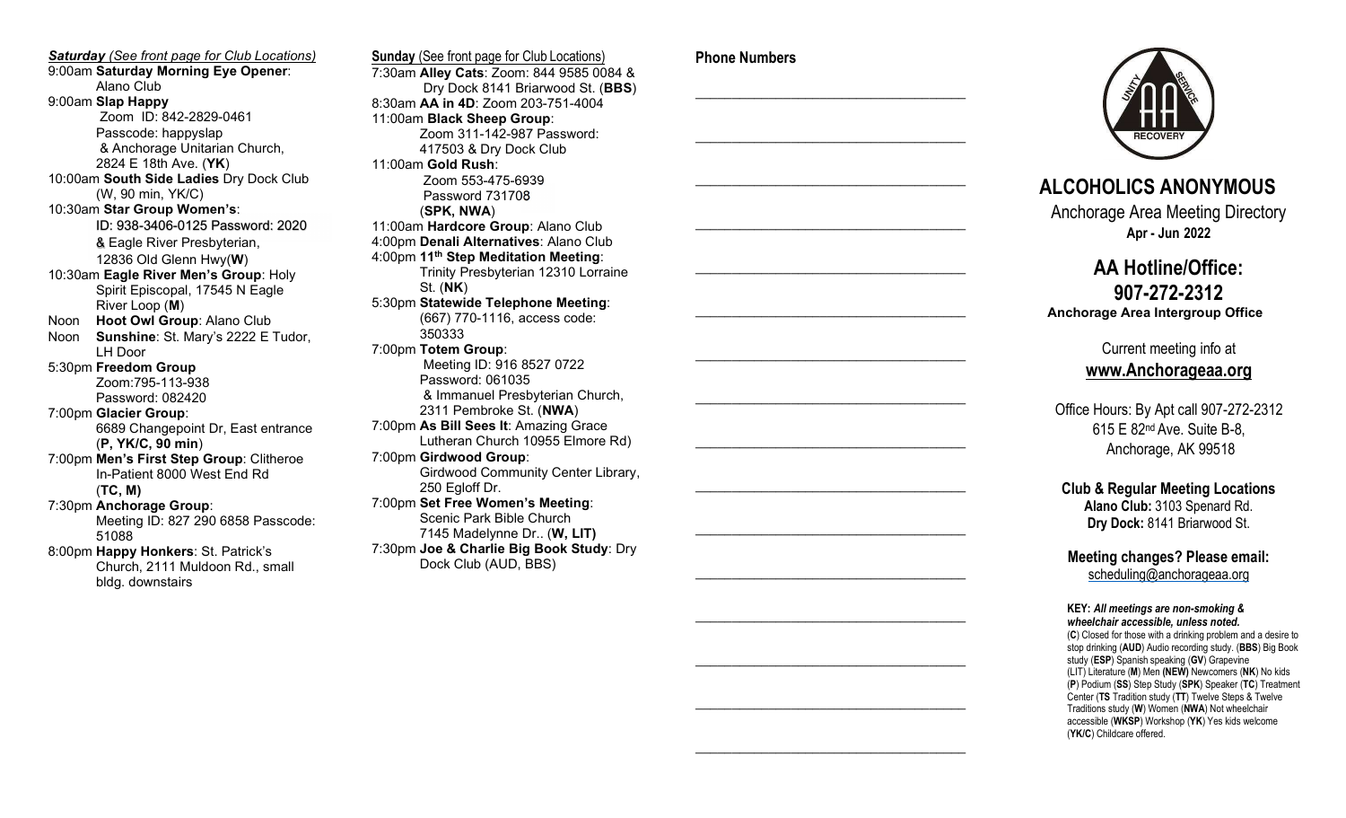***Saturday*** *(See front page for Club Locations)*

9:00am **Saturday Morning Eye Opener**: Alano Club

9:00am **Slap Happy**
Zoom ID: 842-2829-0461
Passcode: happyslap
& Anchorage Unitarian Church, 2824 E 18th Ave. (**YK**)

10:00am **South Side Ladies** Dry Dock Club (W, 90 min, YK/C)

10:30am **Star Group Women's**:
ID: 938-3406-0125 Password: 2020
& Eagle River Presbyterian, 12836 Old Glenn Hwy(**W**)

10:30am **Eagle River Men's Group**: Holy Spirit Episcopal, 17545 N Eagle River Loop (**M**)

Noon **Hoot Owl Group**: Alano Club

Noon **Sunshine**: St. Mary's 2222 E Tudor, LH Door

5:30pm **Freedom Group**
Zoom:795-113-938
Password: 082420

7:00pm **Glacier Group**:
6689 Changepoint Dr, East entrance (**P, YK/C, 90 min**)

7:00pm **Men's First Step Group**: Clitheroe In-Patient 8000 West End Rd (**TC, M)**

7:30pm **Anchorage Group**:
Meeting ID: 827 290 6858 Passcode: 51088

8:00pm **Happy Honkers**: St. Patrick's Church, 2111 Muldoon Rd., small bldg. downstairs

**Sunday** (See front page for Club Locations)

7:30am **Alley Cats**: Zoom: 844 9585 0084 & Dry Dock 8141 Briarwood St. (**BBS**)

8:30am **AA in 4D**: Zoom 203-751-4004

11:00am **Black Sheep Group**:
Zoom 311-142-987 Password: 417503 & Dry Dock Club

11:00am **Gold Rush**:
Zoom 553-475-6939
Password 731708
(**SPK, NWA**)

11:00am **Hardcore Group**: Alano Club

4:00pm **Denali Alternatives**: Alano Club

4:00pm **11th Step Meditation Meeting**: Trinity Presbyterian 12310 Lorraine St. (**NK**)

5:30pm **Statewide Telephone Meeting**: (667) 770-1116, access code: 350333

7:00pm **Totem Group**:
Meeting ID: 916 8527 0722
Password: 061035
& Immanuel Presbyterian Church, 2311 Pembroke St. (**NWA**)

7:00pm **As Bill Sees It**: Amazing Grace Lutheran Church 10955 Elmore Rd)

7:00pm **Girdwood Group**:
Girdwood Community Center Library, 250 Egloff Dr.

7:00pm **Set Free Women's Meeting**:
Scenic Park Bible Church
7145 Madelynne Dr.. (**W, LIT)**

7:30pm **Joe & Charlie Big Book Study**: Dry Dock Club (AUD, BBS)

**Phone Numbers**

____________________________________

____________________________________

____________________________________

____________________________________

____________________________________

____________________________________

____________________________________

____________________________________

____________________________________

____________________________________

____________________________________

____________________________________

____________________________________

____________________________________

____________________________________

____________________________________

UNITY SERVICE AA RECOVERY

# ALCOHOLICS ANONYMOUS

Anchorage Area Meeting Directory
**Apr - Jun 2022**

## AA Hotline/Office: 907-272-2312

**Anchorage Area Intergroup Office**

Current meeting info at
**www.Anchorageaa.org**

Office Hours: By Apt call 907-272-2312
615 E 82nd Ave. Suite B-8,
Anchorage, AK 99518

**Club & Regular Meeting Locations**
**Alano Club:** 3103 Spenard Rd.
**Dry Dock:** 8141 Briarwood St.

**Meeting changes? Please email:**
scheduling@anchorageaa.org

**KEY:** ***All meetings are non-smoking & wheelchair accessible, unless noted.***
(**C**) Closed for those with a drinking problem and a desire to stop drinking (**AUD**) Audio recording study. (**BBS**) Big Book study (**ESP**) Spanish speaking (**GV**) Grapevine (LIT) Literature (**M**) Men (**NEW**) Newcomers (**NK**) No kids (**P**) Podium (**SS**) Step Study (**SPK**) Speaker (**TC**) Treatment Center (**TS** Tradition study (**TT**) Twelve Steps & Twelve Traditions study (**W**) Women (**NWA**) Not wheelchair accessible (**WKSP**) Workshop (**YK**) Yes kids welcome (**YK/C**) Childcare offered.